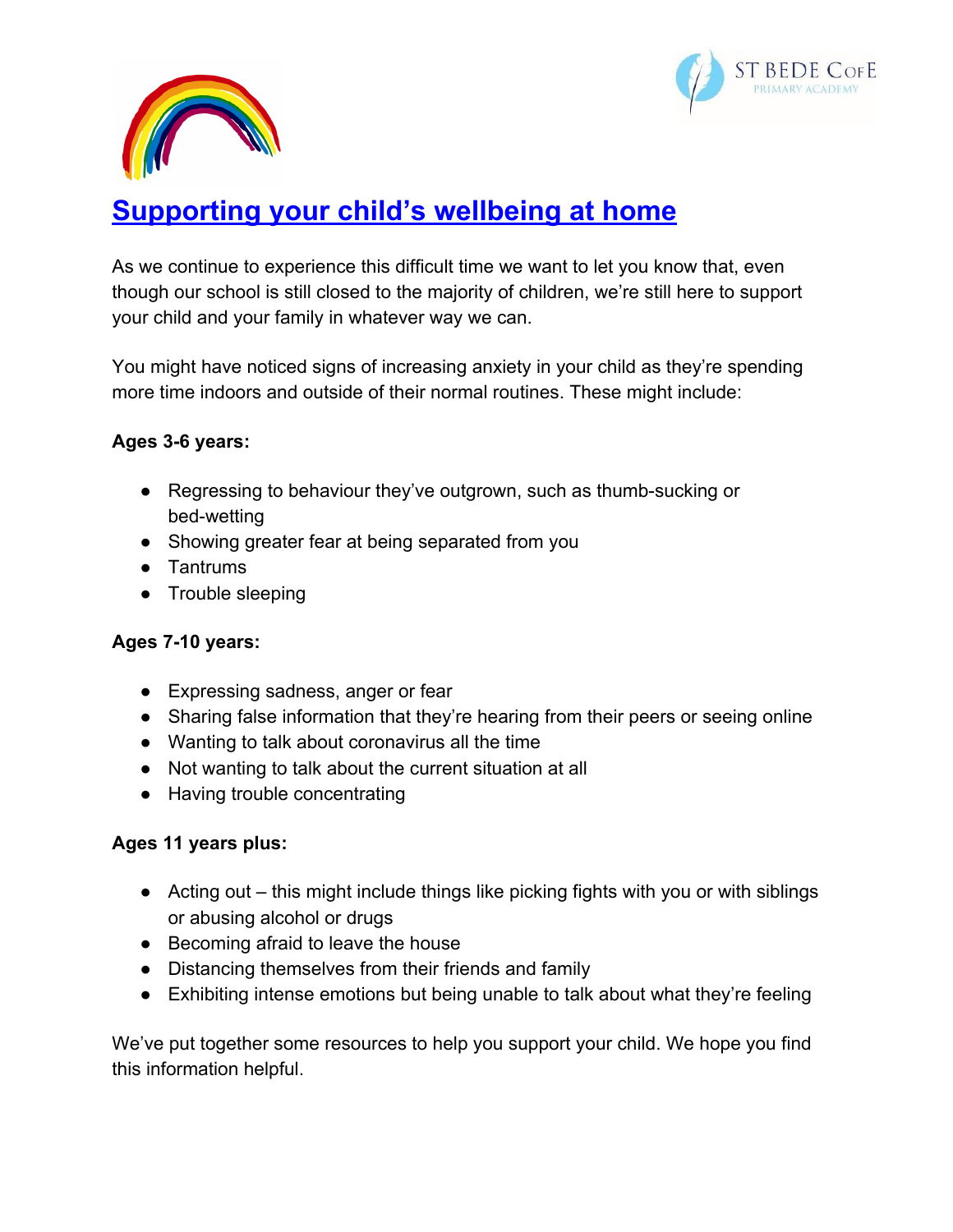# Supporting your child's wellbeing at home

As we continue to experience this difficult time we want to let you know that, even though our school is still closed to the majority of children, we're still here to support your child and your family in whatever way we can.

You might have noticed signs of increasing anxiety in your child as they're spending more time indoors and outside of their normal routines. These might include:

**Ages 3-6 years:**

- Regressing to behaviour they've outgrown, such as thumb-sucking or bed-wetting
- Showing greater fear at being separated from you
- Tantrums
- Trouble sleeping

**Ages 7-10 years:**

- Expressing sadness, anger or fear
- Sharing false information that they're hearing from their peers or seeing online
- Wanting to talk about coronavirus all the time
- Not wanting to talk about the current situation at all
- Having trouble concentrating

**Ages 11 years plus:**

- Acting out – this might include things like picking fights with you or with siblings or abusing alcohol or drugs
- Becoming afraid to leave the house
- Distancing themselves from their friends and family
- Exhibiting intense emotions but being unable to talk about what they're feeling

We've put together some resources to help you support your child. We hope you find this information helpful.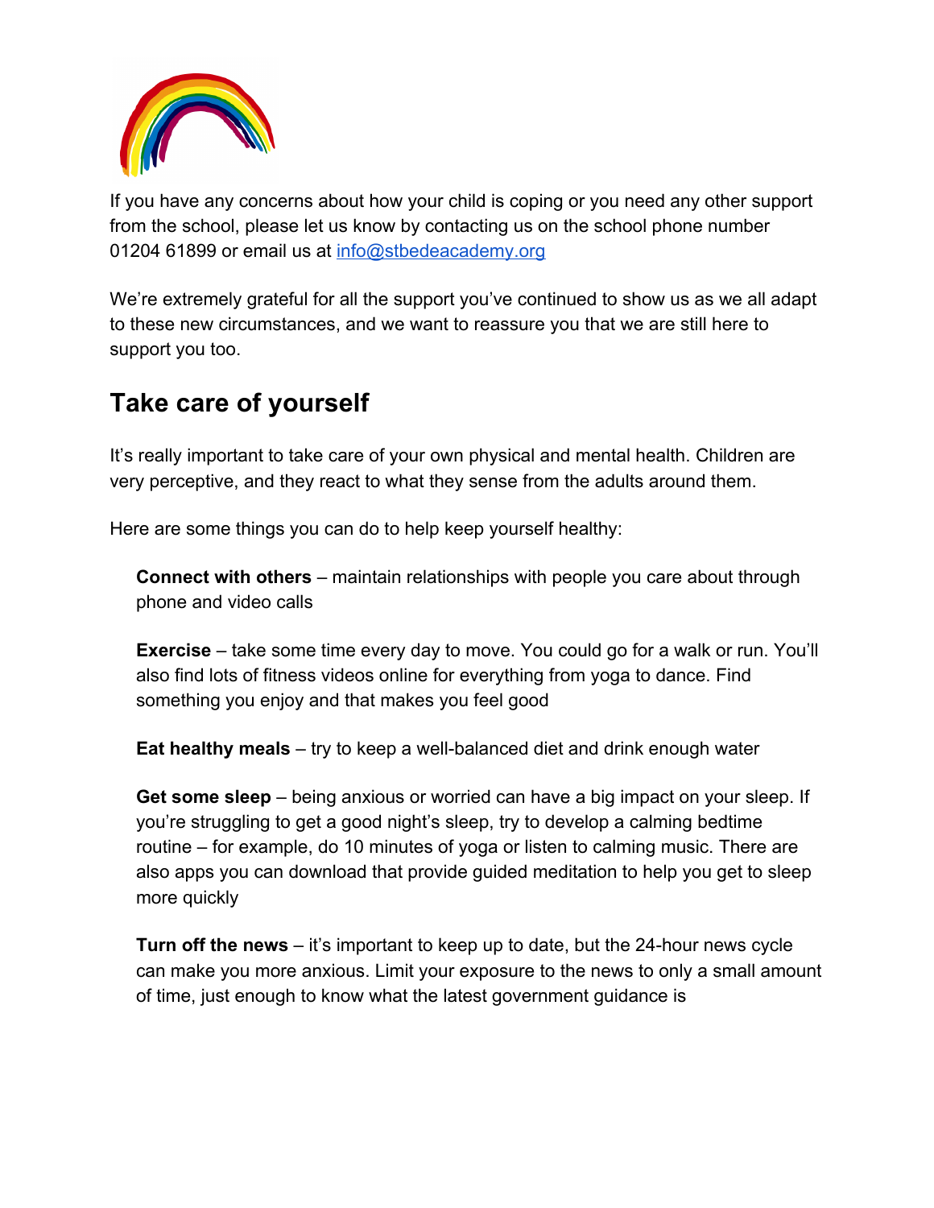If you have any concerns about how your child is coping or you need any other support from the school, please let us know by contacting us on the school phone number 01204 61899 or email us at [info@stbedeacademy.org](mailto:info@stbedeacademy.org)

We're extremely grateful for all the support you've continued to show us as we all adapt to these new circumstances, and we want to reassure you that we are still here to support you too.

## Take care of yourself

It's really important to take care of your own physical and mental health. Children are very perceptive, and they react to what they sense from the adults around them.

Here are some things you can do to help keep yourself healthy:

**Connect with others** – maintain relationships with people you care about through phone and video calls

**Exercise** – take some time every day to move. You could go for a walk or run. You'll also find lots of fitness videos online for everything from yoga to dance. Find something you enjoy and that makes you feel good

**Eat healthy meals** – try to keep a well-balanced diet and drink enough water

**Get some sleep** – being anxious or worried can have a big impact on your sleep. If you're struggling to get a good night's sleep, try to develop a calming bedtime routine – for example, do 10 minutes of yoga or listen to calming music. There are also apps you can download that provide guided meditation to help you get to sleep more quickly

**Turn off the news** – it's important to keep up to date, but the 24-hour news cycle can make you more anxious. Limit your exposure to the news to only a small amount of time, just enough to know what the latest government guidance is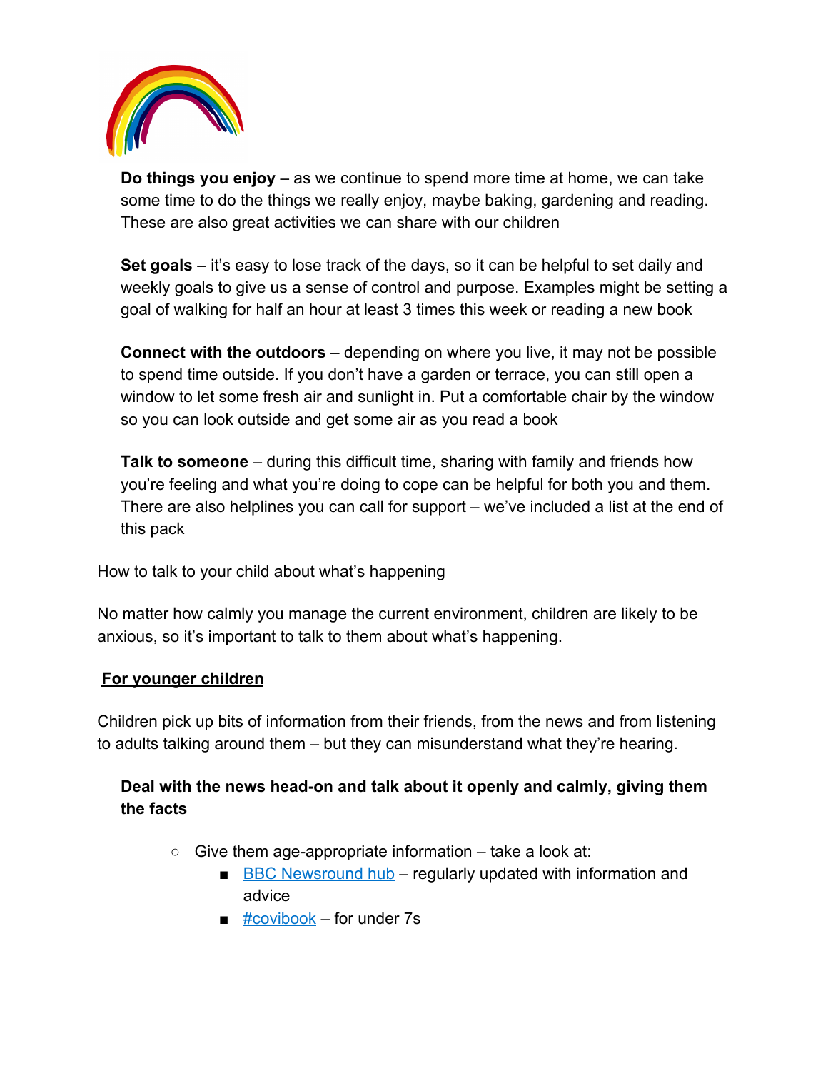**Do things you enjoy** – as we continue to spend more time at home, we can take some time to do the things we really enjoy, maybe baking, gardening and reading. These are also great activities we can share with our children

**Set goals** – it's easy to lose track of the days, so it can be helpful to set daily and weekly goals to give us a sense of control and purpose. Examples might be setting a goal of walking for half an hour at least 3 times this week or reading a new book

**Connect with the outdoors** – depending on where you live, it may not be possible to spend time outside. If you don't have a garden or terrace, you can still open a window to let some fresh air and sunlight in. Put a comfortable chair by the window so you can look outside and get some air as you read a book

**Talk to someone** – during this difficult time, sharing with family and friends how you're feeling and what you're doing to cope can be helpful for both you and them. There are also helplines you can call for support – we've included a list at the end of this pack

How to talk to your child about what's happening

No matter how calmly you manage the current environment, children are likely to be anxious, so it's important to talk to them about what's happening.

**For younger children**

Children pick up bits of information from their friends, from the news and from listening to adults talking around them – but they can misunderstand what they're hearing.

**Deal with the news head-on and talk about it openly and calmly, giving them the facts**

- Give them age-appropriate information – take a look at:
  - BBC Newsround hub – regularly updated with information and advice
  - #covibook – for under 7s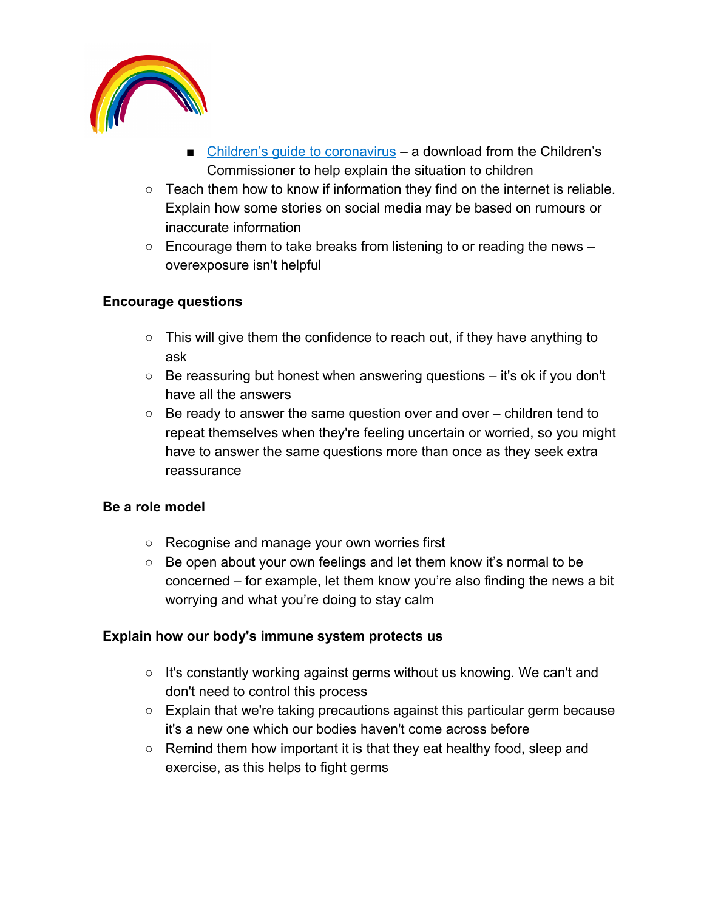- [Children's guide to coronavirus]() – a download from the Children's Commissioner to help explain the situation to children
  - Teach them how to know if information they find on the internet is reliable. Explain how some stories on social media may be based on rumours or inaccurate information
  - Encourage them to take breaks from listening to or reading the news – overexposure isn't helpful

**Encourage questions**

  - This will give them the confidence to reach out, if they have anything to ask
  - Be reassuring but honest when answering questions – it's ok if you don't have all the answers
  - Be ready to answer the same question over and over – children tend to repeat themselves when they're feeling uncertain or worried, so you might have to answer the same questions more than once as they seek extra reassurance

**Be a role model**

  - Recognise and manage your own worries first
  - Be open about your own feelings and let them know it's normal to be concerned – for example, let them know you're also finding the news a bit worrying and what you're doing to stay calm

**Explain how our body's immune system protects us**

  - It's constantly working against germs without us knowing. We can't and don't need to control this process
  - Explain that we're taking precautions against this particular germ because it's a new one which our bodies haven't come across before
  - Remind them how important it is that they eat healthy food, sleep and exercise, as this helps to fight germs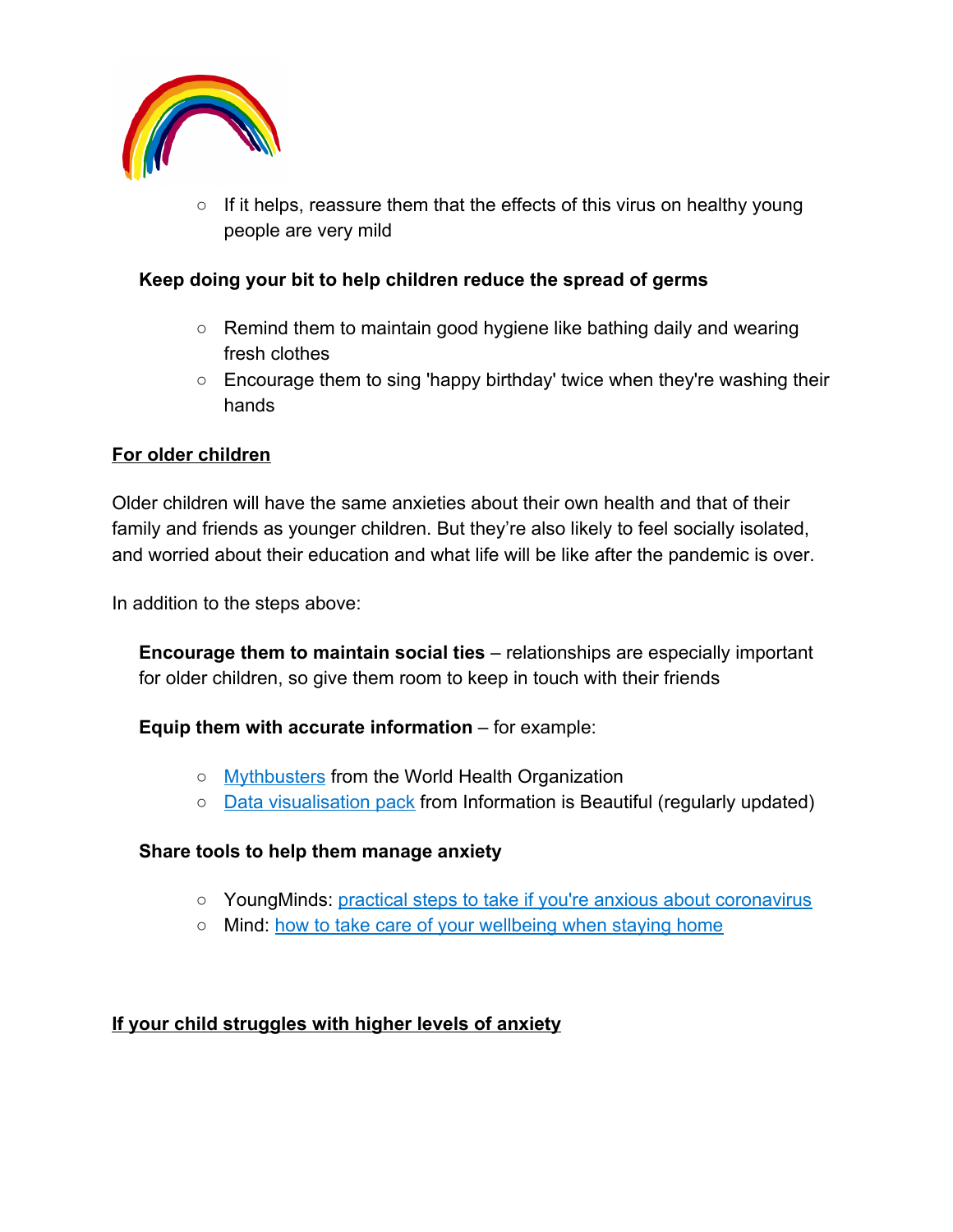- If it helps, reassure them that the effects of this virus on healthy young people are very mild

**Keep doing your bit to help children reduce the spread of germs**

- Remind them to maintain good hygiene like bathing daily and wearing fresh clothes
- Encourage them to sing 'happy birthday' twice when they're washing their hands

## For older children

Older children will have the same anxieties about their own health and that of their family and friends as younger children. But they're also likely to feel socially isolated, and worried about their education and what life will be like after the pandemic is over.

In addition to the steps above:

**Encourage them to maintain social ties** – relationships are especially important for older children, so give them room to keep in touch with their friends

**Equip them with accurate information** – for example:

- Mythbusters from the World Health Organization
- Data visualisation pack from Information is Beautiful (regularly updated)

**Share tools to help them manage anxiety**

- YoungMinds: practical steps to take if you're anxious about coronavirus
- Mind: how to take care of your wellbeing when staying home

## If your child struggles with higher levels of anxiety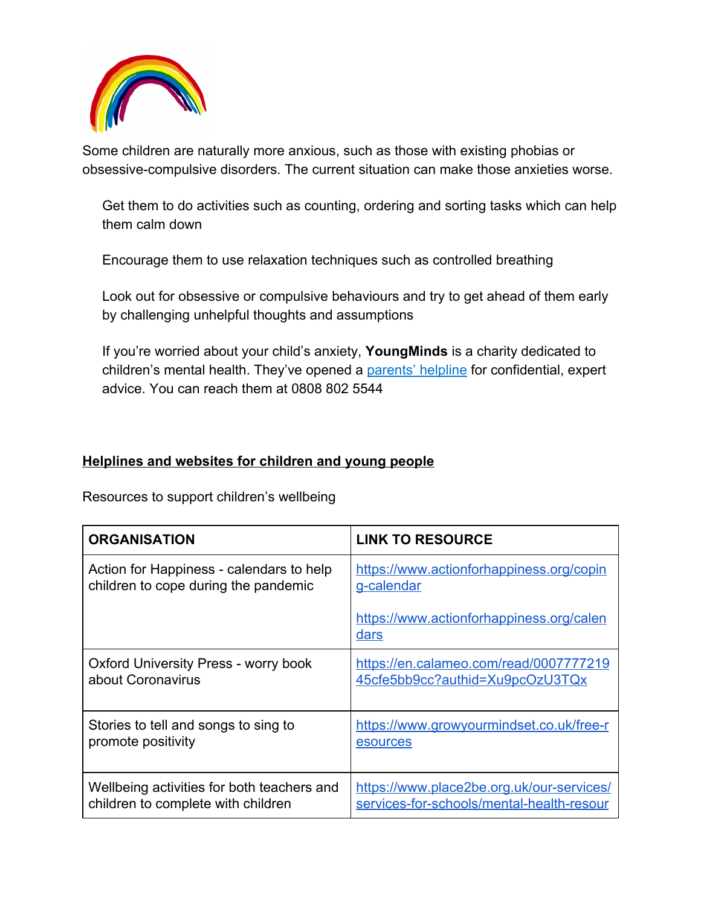Some children are naturally more anxious, such as those with existing phobias or obsessive-compulsive disorders. The current situation can make those anxieties worse.

Get them to do activities such as counting, ordering and sorting tasks which can help them calm down

Encourage them to use relaxation techniques such as controlled breathing

Look out for obsessive or compulsive behaviours and try to get ahead of them early by challenging unhelpful thoughts and assumptions

If you're worried about your child's anxiety, **YoungMinds** is a charity dedicated to children's mental health. They've opened a parents' helpline for confidential, expert advice. You can reach them at 0808 802 5544

## Helplines and websites for children and young people

Resources to support children's wellbeing

| ORGANISATION | LINK TO RESOURCE |
| --- | --- |
| Action for Happiness - calendars to help children to cope during the pandemic | https://www.actionforhappiness.org/coping-calendar<br><br>https://www.actionforhappiness.org/calendars |
| Oxford University Press - worry book about Coronavirus | https://en.calameo.com/read/000777721945cfe5bb9cc?authid=Xu9pcOzU3TQx |
| Stories to tell and songs to sing to promote positivity | https://www.growyourmindset.co.uk/free-resources |
| Wellbeing activities for both teachers and children to complete with children | https://www.place2be.org.uk/our-services/services-for-schools/mental-health-resour |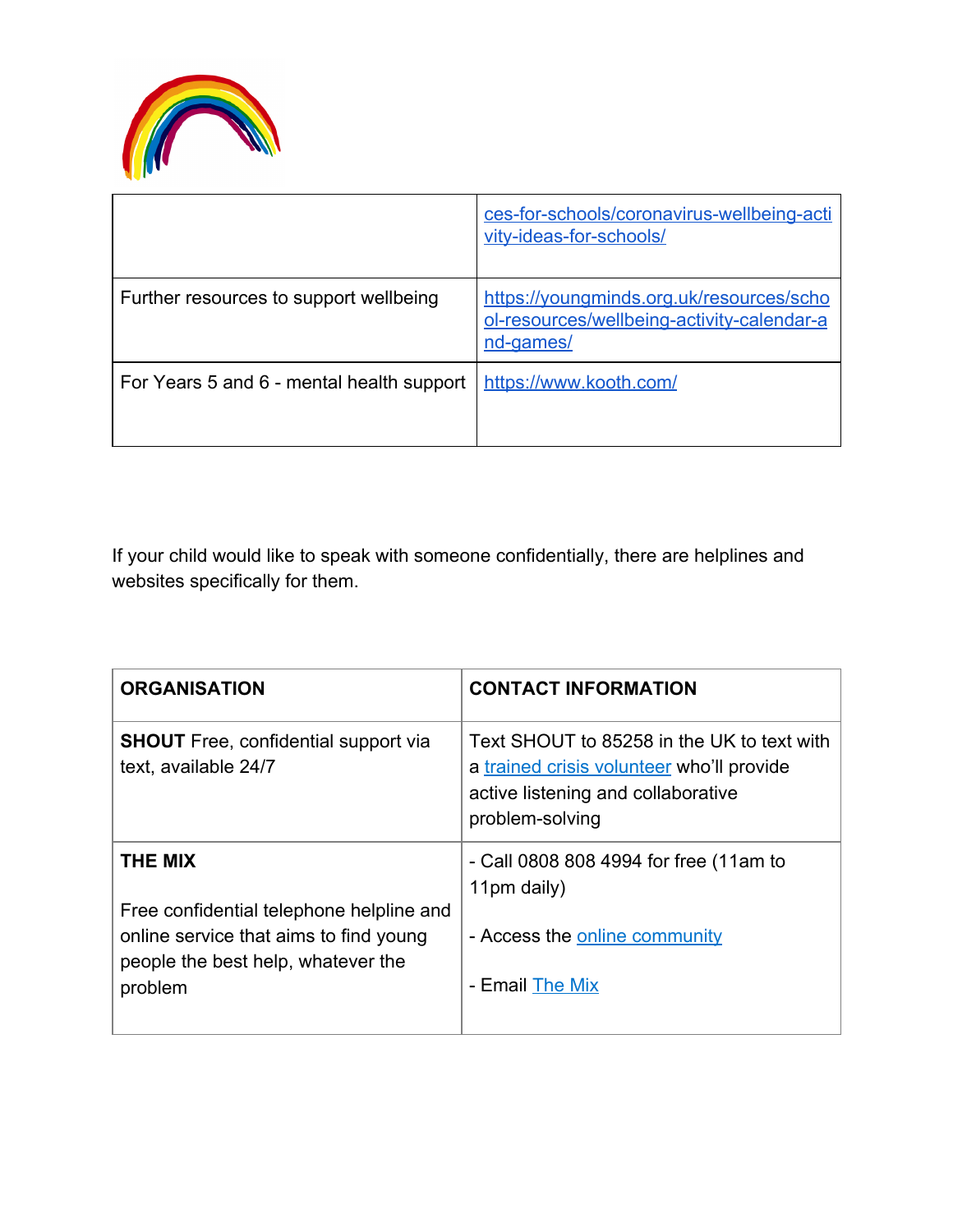| | |
|---|---|
| | ces-for-schools/coronavirus-wellbeing-activity-ideas-for-schools/ |
| Further resources to support wellbeing | https://youngminds.org.uk/resources/school-resources/wellbeing-activity-calendar-and-games/ |
| For Years 5 and 6 - mental health support | https://www.kooth.com/ |

If your child would like to speak with someone confidentially, there are helplines and websites specifically for them.

| ORGANISATION | CONTACT INFORMATION |
|---|---|
| **SHOUT** Free, confidential support via text, available 24/7 | Text SHOUT to 85258 in the UK to text with a trained crisis volunteer who'll provide active listening and collaborative problem-solving |
| **THE MIX**<br><br>Free confidential telephone helpline and online service that aims to find young people the best help, whatever the problem | - Call 0808 808 4994 for free (11am to 11pm daily)<br><br>- Access the online community<br><br>- Email The Mix |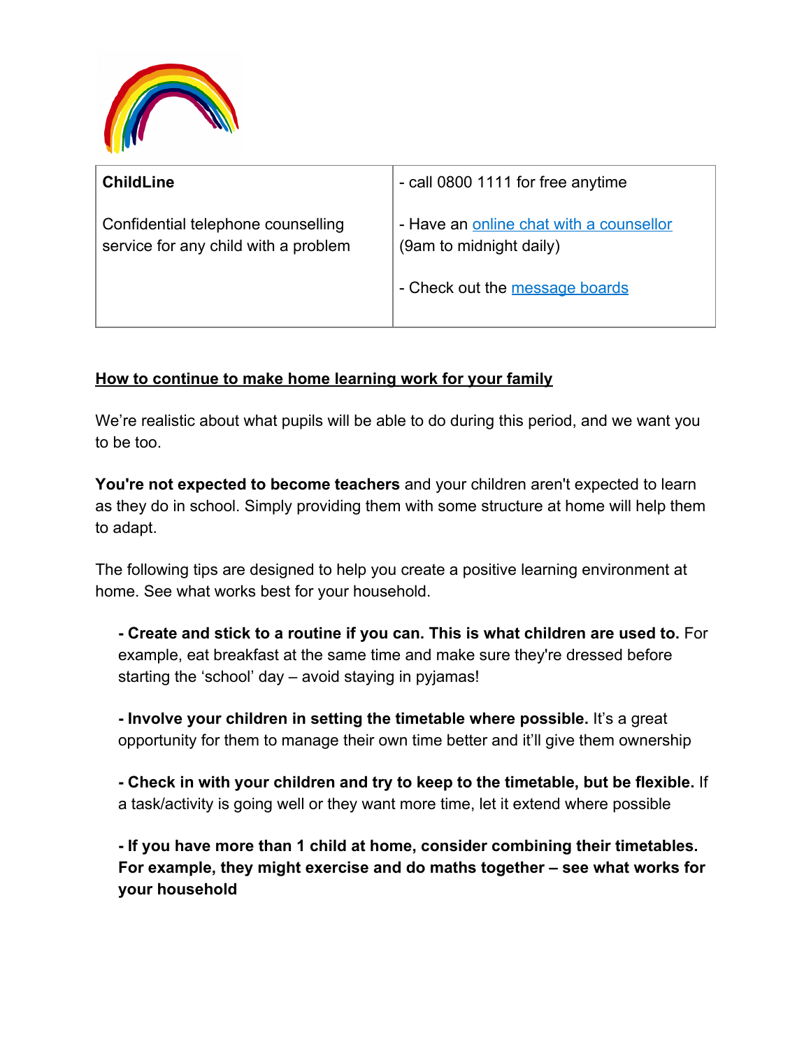| **ChildLine**<br><br>Confidential telephone counselling service for any child with a problem | - call 0800 1111 for free anytime<br><br>- Have an online chat with a counsellor (9am to midnight daily)<br><br>- Check out the message boards |
| --- | --- |

**How to continue to make home learning work for your family**

We're realistic about what pupils will be able to do during this period, and we want you to be too.

**You're not expected to become teachers** and your children aren't expected to learn as they do in school. Simply providing them with some structure at home will help them to adapt.

The following tips are designed to help you create a positive learning environment at home. See what works best for your household.

- **Create and stick to a routine if you can. This is what children are used to.** For example, eat breakfast at the same time and make sure they're dressed before starting the 'school' day – avoid staying in pyjamas!

- **Involve your children in setting the timetable where possible.** It's a great opportunity for them to manage their own time better and it'll give them ownership

- **Check in with your children and try to keep to the timetable, but be flexible.** If a task/activity is going well or they want more time, let it extend where possible

- **If you have more than 1 child at home, consider combining their timetables. For example, they might exercise and do maths together – see what works for your household**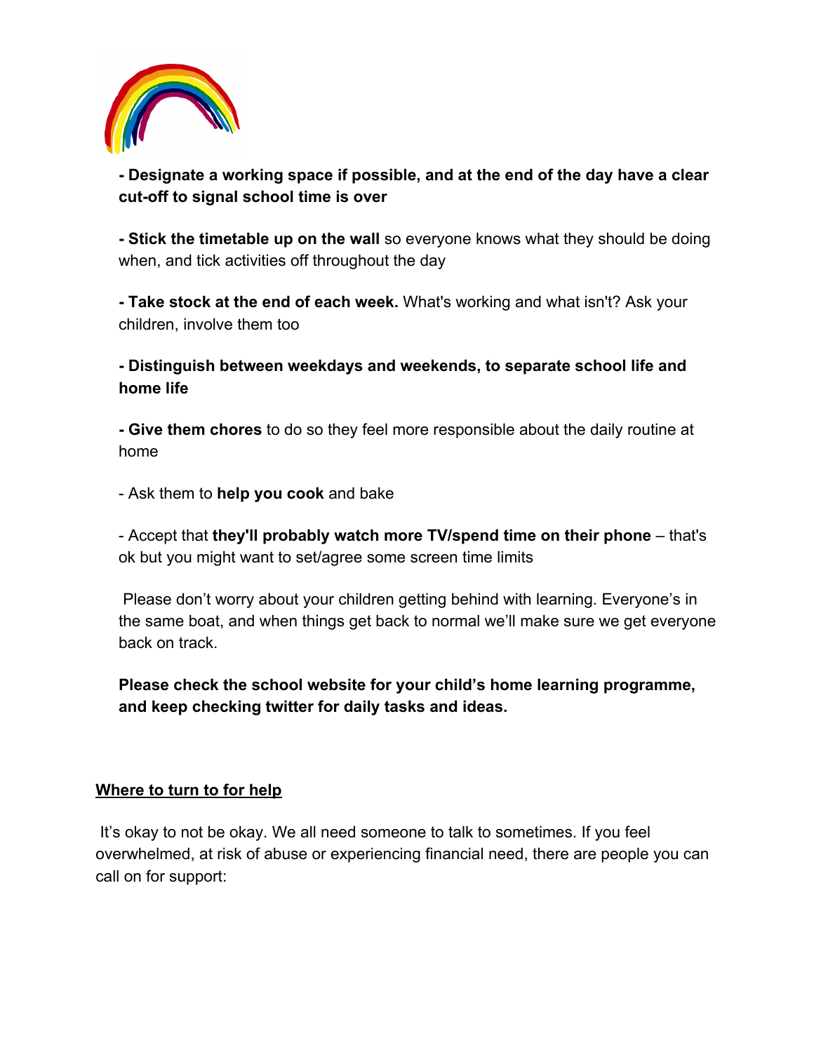**- Designate a working space if possible, and at the end of the day have a clear cut-off to signal school time is over**

**- Stick the timetable up on the wall** so everyone knows what they should be doing when, and tick activities off throughout the day

**- Take stock at the end of each week.** What's working and what isn't? Ask your children, involve them too

**- Distinguish between weekdays and weekends, to separate school life and home life**

**- Give them chores** to do so they feel more responsible about the daily routine at home

- Ask them to **help you cook** and bake

- Accept that **they'll probably watch more TV/spend time on their phone** – that's ok but you might want to set/agree some screen time limits

Please don't worry about your children getting behind with learning. Everyone's in the same boat, and when things get back to normal we'll make sure we get everyone back on track.

**Please check the school website for your child's home learning programme, and keep checking twitter for daily tasks and ideas.**

## <u>Where to turn to for help</u>

It's okay to not be okay. We all need someone to talk to sometimes. If you feel overwhelmed, at risk of abuse or experiencing financial need, there are people you can call on for support: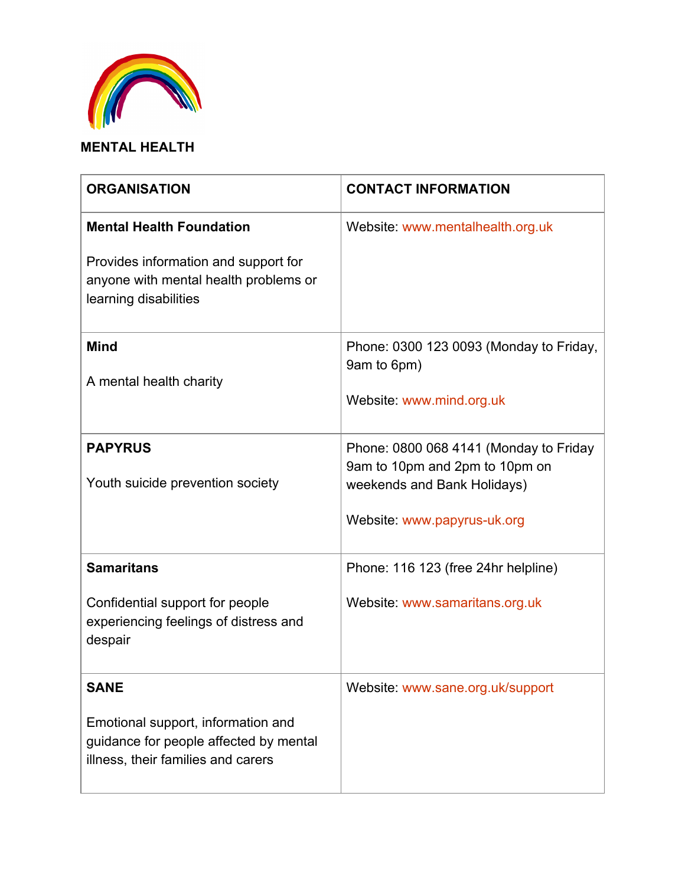**MENTAL HEALTH**

| **ORGANISATION** | **CONTACT INFORMATION** |
|---|---|
| **Mental Health Foundation**<br><br>Provides information and support for anyone with mental health problems or learning disabilities | Website: www.mentalhealth.org.uk |
| **Mind**<br><br>A mental health charity | Phone: 0300 123 0093 (Monday to Friday, 9am to 6pm)<br><br>Website: www.mind.org.uk |
| **PAPYRUS**<br><br>Youth suicide prevention society | Phone: 0800 068 4141 (Monday to Friday 9am to 10pm and 2pm to 10pm on weekends and Bank Holidays)<br><br>Website: www.papyrus-uk.org |
| **Samaritans**<br><br>Confidential support for people experiencing feelings of distress and despair | Phone: 116 123 (free 24hr helpline)<br><br>Website: www.samaritans.org.uk |
| **SANE**<br><br>Emotional support, information and guidance for people affected by mental illness, their families and carers | Website: www.sane.org.uk/support |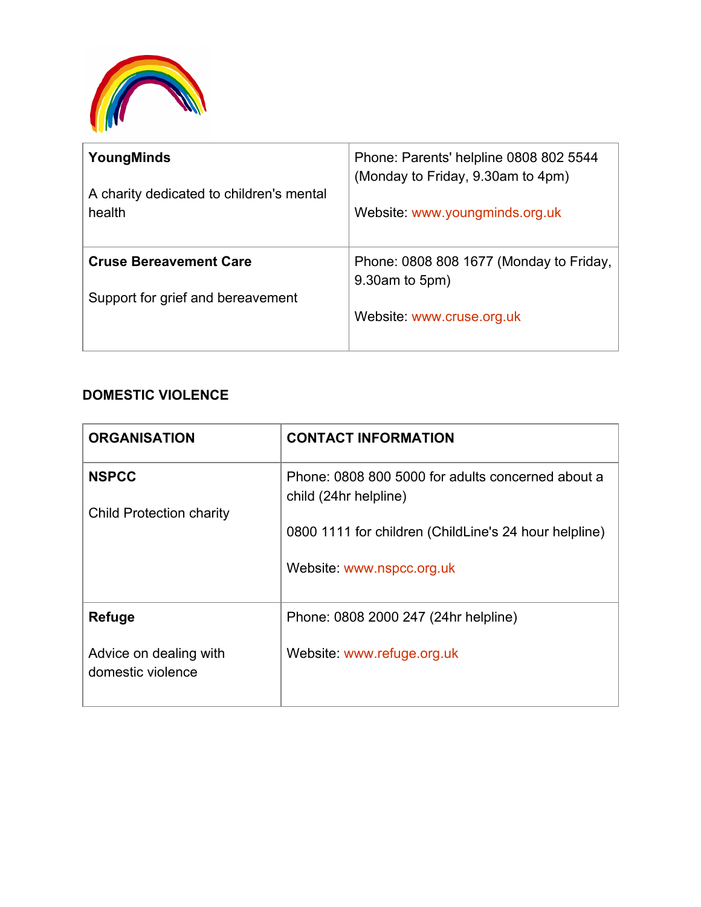| | |
|---|---|
| **YoungMinds**<br><br>A charity dedicated to children's mental health | Phone: Parents' helpline 0808 802 5544 (Monday to Friday, 9.30am to 4pm)<br><br>Website: www.youngminds.org.uk |
| **Cruse Bereavement Care**<br><br>Support for grief and bereavement | Phone: 0808 808 1677 (Monday to Friday, 9.30am to 5pm)<br><br>Website: www.cruse.org.uk |

**DOMESTIC VIOLENCE**

| ORGANISATION | CONTACT INFORMATION |
|---|---|
| **NSPCC**<br><br>Child Protection charity | Phone: 0808 800 5000 for adults concerned about a child (24hr helpline)<br><br>0800 1111 for children (ChildLine's 24 hour helpline)<br><br>Website: www.nspcc.org.uk |
| **Refuge**<br><br>Advice on dealing with domestic violence | Phone: 0808 2000 247 (24hr helpline)<br><br>Website: www.refuge.org.uk |